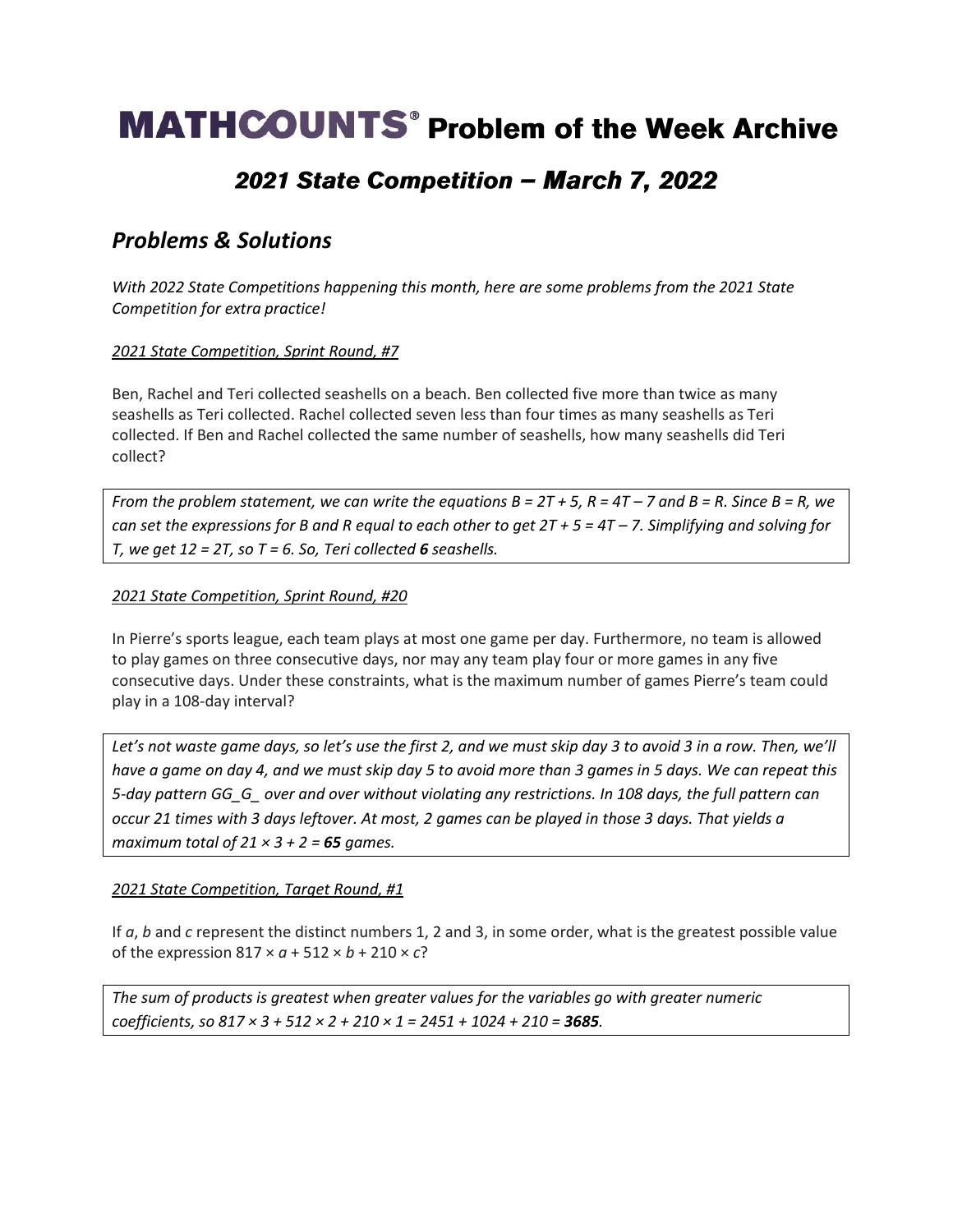# MATHCOUNTS® Problem of the Week Archive

## *2021 State Competition – March 7, 2022*

## *Problems & Solutions*

*With 2022 State Competitions happening this month, here are some problems from the 2021 State Competition for extra practice!*

*2021 State Competition, Sprint Round, #7*

Ben, Rachel and Teri collected seashells on a beach. Ben collected five more than twice as many seashells as Teri collected. Rachel collected seven less than four times as many seashells as Teri collected. If Ben and Rachel collected the same number of seashells, how many seashells did Teri collect?

> *From the problem statement, we can write the equations $B = 2T + 5$, $R = 4T – 7$ and $B = R$. Since $B = R$, we can set the expressions for B and R equal to each other to get $2T + 5 = 4T – 7$. Simplifying and solving for T, we get $12 = 2T$, so $T = 6$. So, Teri collected **6** seashells.*

*2021 State Competition, Sprint Round, #20*

In Pierre's sports league, each team plays at most one game per day. Furthermore, no team is allowed to play games on three consecutive days, nor may any team play four or more games in any five consecutive days. Under these constraints, what is the maximum number of games Pierre's team could play in a 108-day interval?

> *Let's not waste game days, so let's use the first 2, and we must skip day 3 to avoid 3 in a row. Then, we'll have a game on day 4, and we must skip day 5 to avoid more than 3 games in 5 days. We can repeat this 5-day pattern GG_G_ over and over without violating any restrictions. In 108 days, the full pattern can occur 21 times with 3 days leftover. At most, 2 games can be played in those 3 days. That yields a maximum total of $21 \times 3 + 2 =$ **65** games.*

*2021 State Competition, Target Round, #1*

If *a*, *b* and *c* represent the distinct numbers 1, 2 and 3, in some order, what is the greatest possible value of the expression $817 \times a + 512 \times b + 210 \times c$?

> *The sum of products is greatest when greater values for the variables go with greater numeric coefficients, so $817 \times 3 + 512 \times 2 + 210 \times 1 = 2451 + 1024 + 210 =$ **3685**.*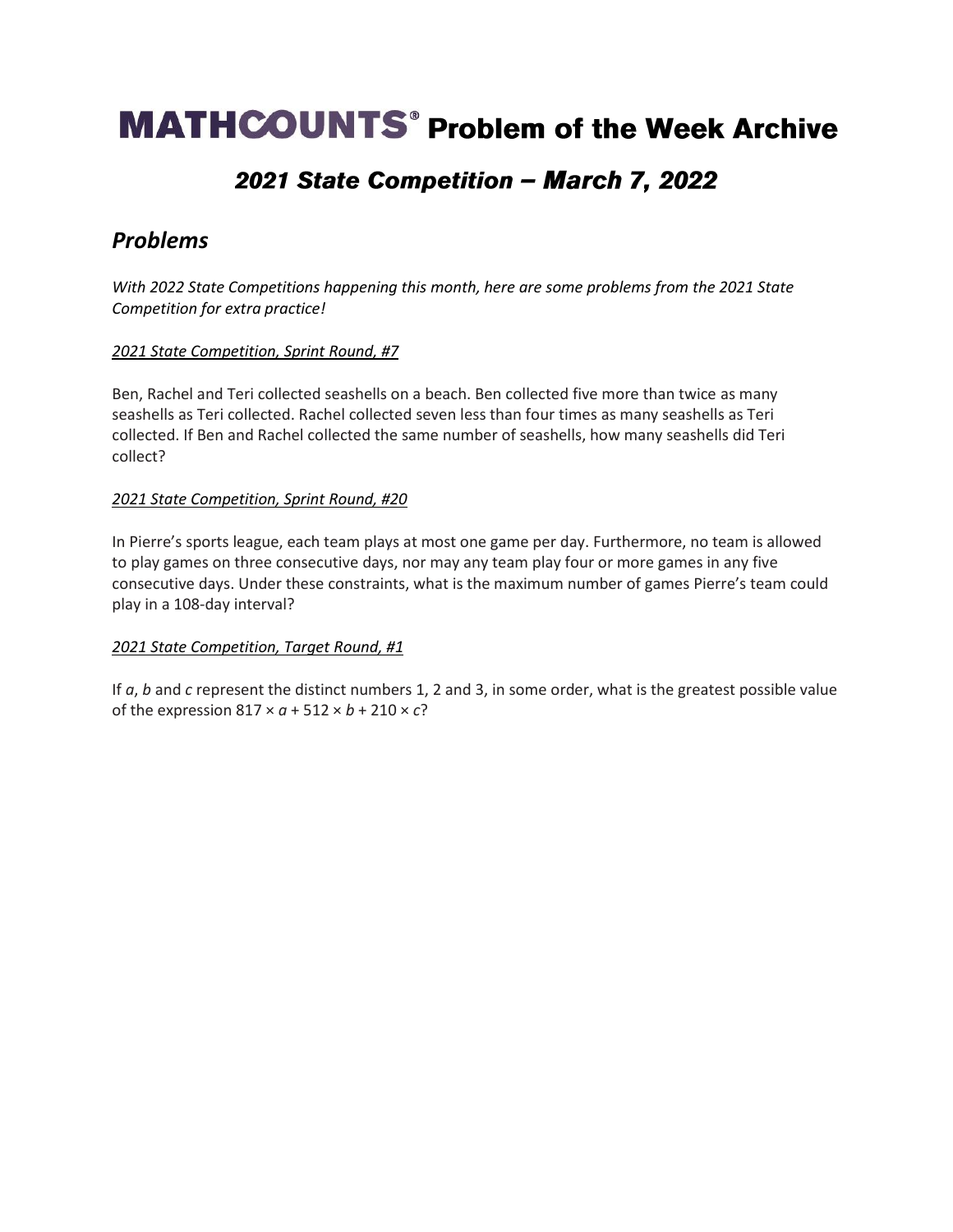# MATHCOUNTS® Problem of the Week Archive

## *2021 State Competition – March 7, 2022*

## *Problems*

*With 2022 State Competitions happening this month, here are some problems from the 2021 State Competition for extra practice!*

*2021 State Competition, Sprint Round, #7*

Ben, Rachel and Teri collected seashells on a beach. Ben collected five more than twice as many seashells as Teri collected. Rachel collected seven less than four times as many seashells as Teri collected. If Ben and Rachel collected the same number of seashells, how many seashells did Teri collect?

*2021 State Competition, Sprint Round, #20*

In Pierre's sports league, each team plays at most one game per day. Furthermore, no team is allowed to play games on three consecutive days, nor may any team play four or more games in any five consecutive days. Under these constraints, what is the maximum number of games Pierre's team could play in a 108-day interval?

*2021 State Competition, Target Round, #1*

If $a$, $b$ and $c$ represent the distinct numbers 1, 2 and 3, in some order, what is the greatest possible value of the expression $817 \times a + 512 \times b + 210 \times c$?